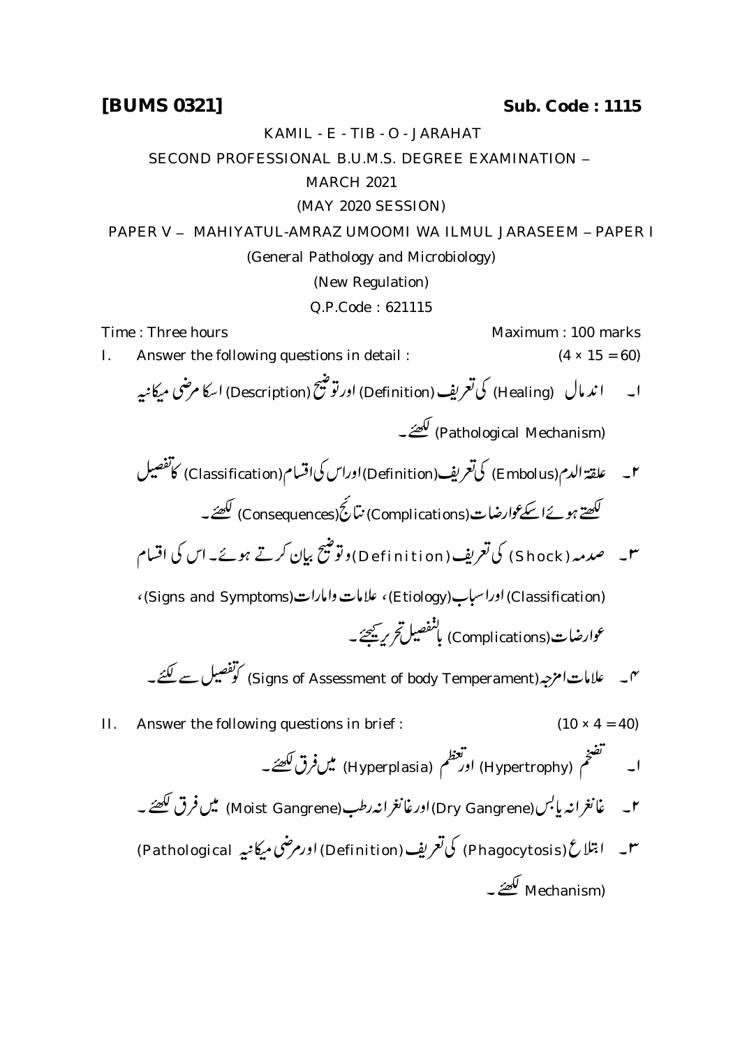**[BUMS 0321]** **Sub. Code : 1115**

KAMIL - E - TIB - O - JARAHAT

SECOND PROFESSIONAL B.U.M.S. DEGREE EXAMINATION –

MARCH 2021

(MAY 2020 SESSION)

PAPER V – MAHIYATUL-AMRAZ UMOOMI WA ILMUL JARASEEM – PAPER I

(General Pathology and Microbiology)

(New Regulation)

Q.P.Code : 621115

Time : Three hours Maximum : 100 marks

I. Answer the following questions in detail : (4 × 15 = 60)

۱۔ اندمال (Healing) کی تعریف (Definition) اور توضیح (Description) اسکا مرضی میکانیہ (Pathological Mechanism) لکھئے۔

۲۔ علقۃ الدم (Embolus) کی تعریف (Definition) اور اس کی اقسام (Classification) کا تفصیل لکھتے ہوئے اسکے عوارضات (Complications) نتائج (Consequences) لکھئے۔

۳۔ صدمہ (Shock) کی تعریف (Definition) و توضیح بیان کرتے ہوئے۔ اس کی اقسام (Classification) اور اسباب (Etiology)، علامات و امارات (Signs and Symptoms)، عوارضات (Complications) بالتفصیل تحریر کیجئے۔

۴۔ علامات امزجہ (Signs of Assessment of body Temperament) کو تفصیل سے لکئے۔

II. Answer the following questions in brief : (10 × 4 = 40)

۱۔ تضخم (Hypertrophy) اور تعظم (Hyperplasia) میں فرق لکھئے۔

۲۔ غانغرانہ یابس (Dry Gangrene) اور غانغرانہ رطب (Moist Gangrene) میں فرق لکھئے۔

۳۔ ابتلاع (Phagocytosis) کی تعریف (Definition) اور مرضی میکانیہ (Pathological Mechanism) لکھئے۔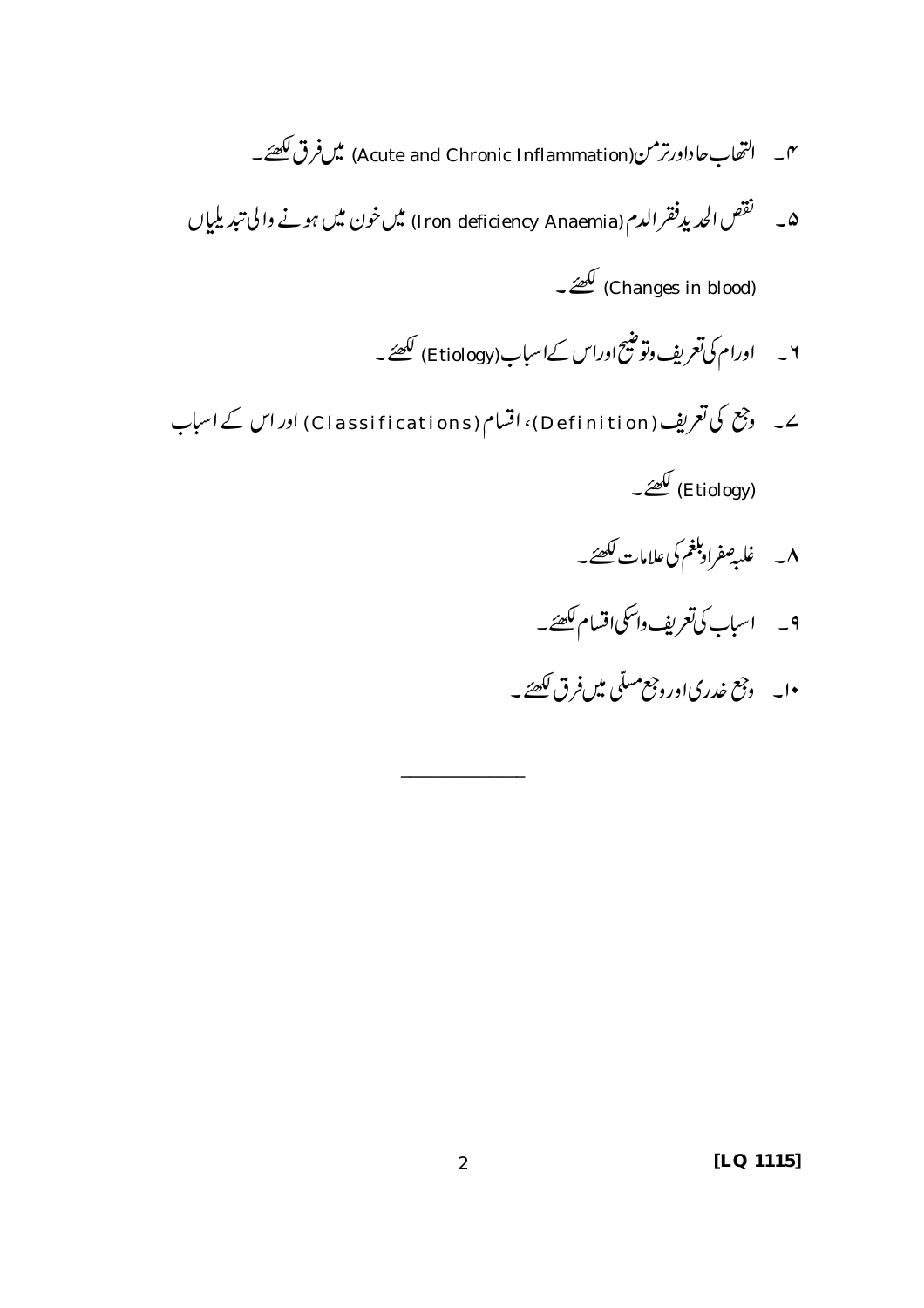۴۔ التهاب حاد اور ترمن (Acute and Chronic Inflammation) میں فرق لکھئے۔

۵۔ نقص الحدید فقر الدم (Iron deficiency Anaemia) میں خون میں ہونے والی تبدیلیاں (Changes in blood) لکھئے۔

۶۔ اورام کی تعریف وتوضیح اور اس کے اسباب (Etiology) لکھئے۔

۷۔ وجع کی تعریف (Definition)، اقسام (Classifications) اور اس کے اسباب (Etiology) لکھئے۔

۸۔ غلبہ صفرا و بلغم کی علامات لکھئے۔

۹۔ اسباب کی تعریف و اسکی اقسام لکھئے۔

۱۰۔ وجع خدری اور وجع مسلّی میں فرق لکھئے۔

---

[LQ 1115]